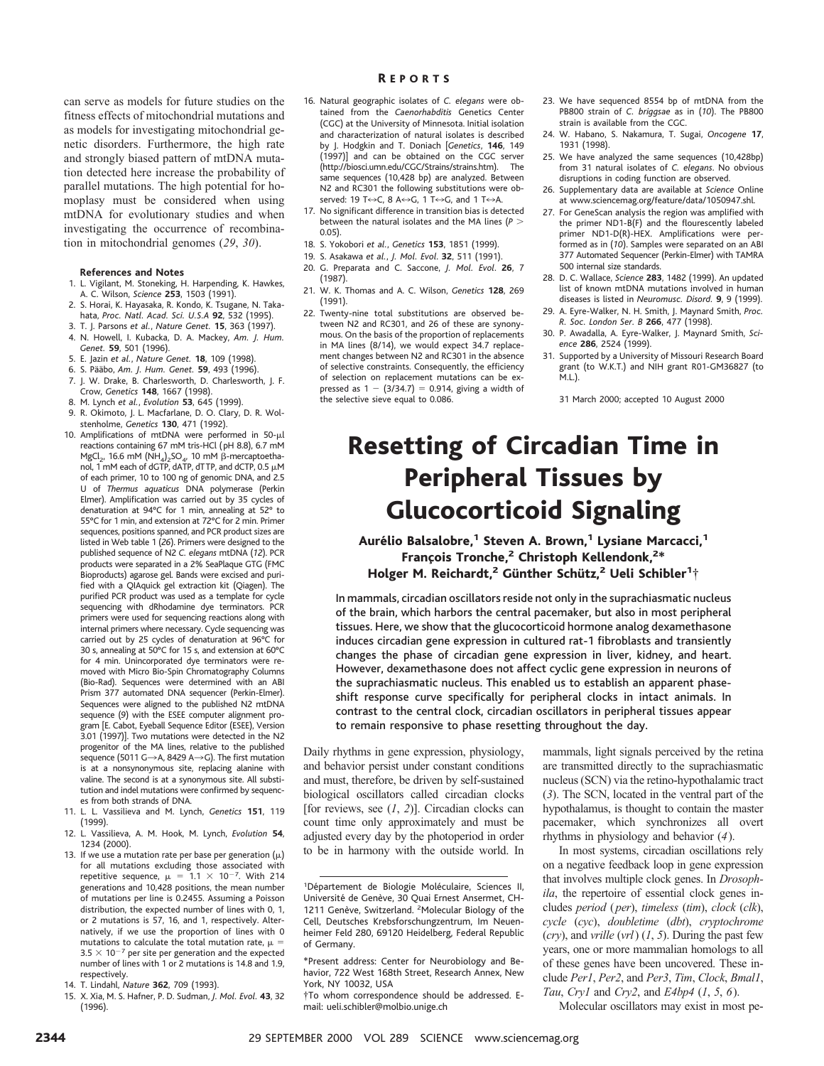can serve as models for future studies on the fitness effects of mitochondrial mutations and as models for investigating mitochondrial genetic disorders. Furthermore, the high rate and strongly biased pattern of mtDNA mutation detected here increase the probability of parallel mutations. The high potential for homoplasy must be considered when using mtDNA for evolutionary studies and when investigating the occurrence of recombination in mitochondrial genomes (*29*, *30*).

#### References and Notes

1. L. Vigilant, M. Stoneking, H. Harpending, K. Hawkes, A. C. Wilson, *Science* **253**, 1503 (1991).
2. S. Horai, K. Hayasaka, R. Kondo, K. Tsugane, N. Takahata, *Proc. Natl. Acad. Sci. U.S.A* **92**, 532 (1995).
3. T. J. Parsons *et al.*, *Nature Genet.* **15**, 363 (1997).
4. N. Howell, I. Kubacka, D. A. Mackey, *Am. J. Hum. Genet.* **59**, 501 (1996).
5. E. Jazin *et al.*, *Nature Genet.* **18**, 109 (1998).
6. S. Pääbo, *Am. J. Hum. Genet.* **59**, 493 (1996).
7. J. W. Drake, B. Charlesworth, D. Charlesworth, J. F. Crow, *Genetics* **148**, 1667 (1998).
8. M. Lynch *et al.*, *Evolution* **53**, 645 (1999).
9. R. Okimoto, J. L. Macfarlane, D. O. Clary, D. R. Wolstenholme, *Genetics* **130**, 471 (1992).
10. Amplifications of mtDNA were performed in 50-μl reactions containing 67 mM tris-HCl (pH 8.8), 6.7 mM $MgCl_2$, 16.6 mM $(NH_4)_2SO_4$, 10 mM β-mercaptoethanol, 1 mM each of dGTP, dATP, dTTP, and dCTP, 0.5 μM of each primer, 10 to 100 ng of genomic DNA, and 2.5 U of *Thermus aquaticus* DNA polymerase (Perkin Elmer). Amplification was carried out by 35 cycles of denaturation at 94°C for 1 min, annealing at 52° to 55°C for 1 min, and extension at 72°C for 2 min. Primer sequences, positions spanned, and PCR product sizes are listed in Web table 1 (*26*). Primers were designed to the published sequence of N2 *C. elegans* mtDNA (*12*). PCR products were separated in a 2% SeaPlaque GTG (FMC Bioproducts) agarose gel. Bands were excised and purified with a QIAquick gel extraction kit (Qiagen). The purified PCR product was used as a template for cycle sequencing with dRhodamine dye terminators. PCR primers were used for sequencing reactions along with internal primers where necessary. Cycle sequencing was carried out by 25 cycles of denaturation at 96°C for 30 s, annealing at 50°C for 15 s, and extension at 60°C for 4 min. Unincorporated dye terminators were removed with Micro Bio-Spin Chromatography Columns (Bio-Rad). Sequences were determined with an ABI Prism 377 automated DNA sequencer (Perkin-Elmer). Sequences were aligned to the published N2 mtDNA sequence (9) with the ESEE computer alignment program [E. Cabot, Eyeball Sequence Editor (ESEE), Version 3.01 (1997)]. Two mutations were detected in the N2 progenitor of the MA lines, relative to the published sequence (5011 G→A, 8429 A→G). The first mutation is at a nonsynonymous site, replacing alanine with valine. The second is at a synonymous site. All substitution and indel mutations were confirmed by sequences from both strands of DNA.
11. L. L. Vassilieva and M. Lynch, *Genetics* **151**, 119 (1999).
12. L. Vassilieva, A. M. Hook, M. Lynch, *Evolution* **54**, 1234 (2000).
13. If we use a mutation rate per base per generation (μ) for all mutations excluding those associated with repetitive sequence, $\mu = 1.1 \times 10^{-7}$. With 214 generations and 10,428 positions, the mean number of mutations per line is 0.2455. Assuming a Poisson distribution, the expected number of lines with 0, 1, or 2 mutations is 57, 16, and 1, respectively. Alternatively, if we use the proportion of lines with 0 mutations to calculate the total mutation rate, $\mu = 3.5 \times 10^{-7}$ per site per generation and the expected number of lines with 1 or 2 mutations is 14.8 and 1.9, respectively.
14. T. Lindahl, *Nature* **362**, 709 (1993).
15. X. Xia, M. S. Hafner, P. D. Sudman, *J. Mol. Evol.* **43**, 32 (1996).
16. Natural geographic isolates of *C. elegans* were obtained from the *Caenorhabditis* Genetics Center (CGC) at the University of Minnesota. Initial isolation and characterization of natural isolates is described by J. Hodgkin and T. Doniach [*Genetics*, **146**, 149 (1997)] and can be obtained on the CGC server (http://biosci.umn.edu/CGC/Strains/strains.htm). The same sequences (10,428 bp) are analyzed. Between N2 and RC301 the following substitutions were observed: 19 T↔C, 8 A↔G, 1 T↔G, and 1 T↔A.
17. No significant difference in transition bias is detected between the natural isolates and the MA lines ($P > 0.05$).
18. S. Yokobori *et al.*, *Genetics* **153**, 1851 (1999).
19. S. Asakawa *et al.*, *J. Mol. Evol.* **32**, 511 (1991).
20. G. Preparata and C. Saccone, *J. Mol. Evol.* **26**, 7 (1987).
21. W. K. Thomas and A. C. Wilson, *Genetics* **128**, 269 (1991).
22. Twenty-nine total substitutions are observed between N2 and RC301, and 26 of these are synonymous. On the basis of the proportion of replacements in MA lines (8/14), we would expect 34.7 replacement changes between N2 and RC301 in the absence of selective constraints. Consequently, the efficiency of selection on replacement mutations can be expressed as $1 - (3/34.7) = 0.914$, giving a width of the selective sieve equal to 0.086.
23. We have sequenced 8554 bp of mtDNA from the PB800 strain of *C. briggsae* as in (*10*). The PB800 strain is available from the CGC.
24. W. Habano, S. Nakamura, T. Sugai, *Oncogene* **17**, 1931 (1998).
25. We have analyzed the same sequences (10,428bp) from 31 natural isolates of *C. elegans*. No obvious disruptions in coding function are observed.
26. Supplementary data are available at *Science* Online at www.sciencemag.org/feature/data/1050947.shl.
27. For GeneScan analysis the region was amplified with the primer ND1-B(F) and the flourescently labeled primer ND1-D(R)-HEX. Amplifications were performed as in (*10*). Samples were separated on an ABI 377 Automated Sequencer (Perkin-Elmer) with TAMRA 500 internal size standards.
28. D. C. Wallace, *Science* **283**, 1482 (1999). An updated list of known mtDNA mutations involved in human diseases is listed in *Neuromusc. Disord.* **9**, 9 (1999).
29. A. Eyre-Walker, N. H. Smith, J. Maynard Smith, *Proc. R. Soc. London Ser. B* **266**, 477 (1998).
30. P. Awadalla, A. Eyre-Walker, J. Maynard Smith, *Science* **286**, 2524 (1999).
31. Supported by a University of Missouri Research Board grant (to W.K.T.) and NIH grant R01-GM36827 (to M.L.).

31 March 2000; accepted 10 August 2000

# Resetting of Circadian Time in Peripheral Tissues by Glucocorticoid Signaling

**Aurélio Balsalobre,[1] Steven A. Brown,[1] Lysiane Marcacci,[1] François Tronche,[2] Christoph Kellendonk,[2]* Holger M. Reichardt,[2] Günther Schütz,[2] Ueli Schibler[1]†**

**In mammals, circadian oscillators reside not only in the suprachiasmatic nucleus of the brain, which harbors the central pacemaker, but also in most peripheral tissues. Here, we show that the glucocorticoid hormone analog dexamethasone induces circadian gene expression in cultured rat-1 fibroblasts and transiently changes the phase of circadian gene expression in liver, kidney, and heart. However, dexamethasone does not affect cyclic gene expression in neurons of the suprachiasmatic nucleus. This enabled us to establish an apparent phase-shift response curve specifically for peripheral clocks in intact animals. In contrast to the central clock, circadian oscillators in peripheral tissues appear to remain responsive to phase resetting throughout the day.**

Daily rhythms in gene expression, physiology, and behavior persist under constant conditions and must, therefore, be driven by self-sustained biological oscillators called circadian clocks [for reviews, see (*1*, *2*)]. Circadian clocks can count time only approximately and must be adjusted every day by the photoperiod in order to be in harmony with the outside world. In mammals, light signals perceived by the retina are transmitted directly to the suprachiasmatic nucleus (SCN) via the retino-hypothalamic tract (*3*). The SCN, located in the ventral part of the hypothalamus, is thought to contain the master pacemaker, which synchronizes all overt rhythms in physiology and behavior (*4*).

In most systems, circadian oscillations rely on a negative feedback loop in gene expression that involves multiple clock genes. In *Drosophila*, the repertoire of essential clock genes includes *period* (*per*), *timeless* (*tim*), *clock* (*clk*), *cycle* (*cyc*), *doubletime* (*dbt*), *cryptochrome* (*cry*), and *vrille* (*vrl*) (*1*, *5*). During the past few years, one or more mammalian homologs to all of these genes have been uncovered. These include *Per1*, *Per2*, and *Per3*, *Tim*, *Clock*, *Bmal1*, *Tau*, *Cry1* and *Cry2*, and *E4bp4* (*1*, *5*, *6*).

Molecular oscillators may exist in most pe-

[1]Département de Biologie Moléculaire, Sciences II, Université de Genève, 30 Quai Ernest Ansermet, CH-1211 Genève, Switzerland. [2]Molecular Biology of the Cell, Deutsches Krebsforschungzentrum, Im Neuenheimer Feld 280, 69120 Heidelberg, Federal Republic of Germany.

*Present address: Center for Neurobiology and Behavior, 722 West 168th Street, Research Annex, New York, NY 10032, USA

†To whom correspondence should be addressed. E-mail: ueli.schibler@molbio.unige.ch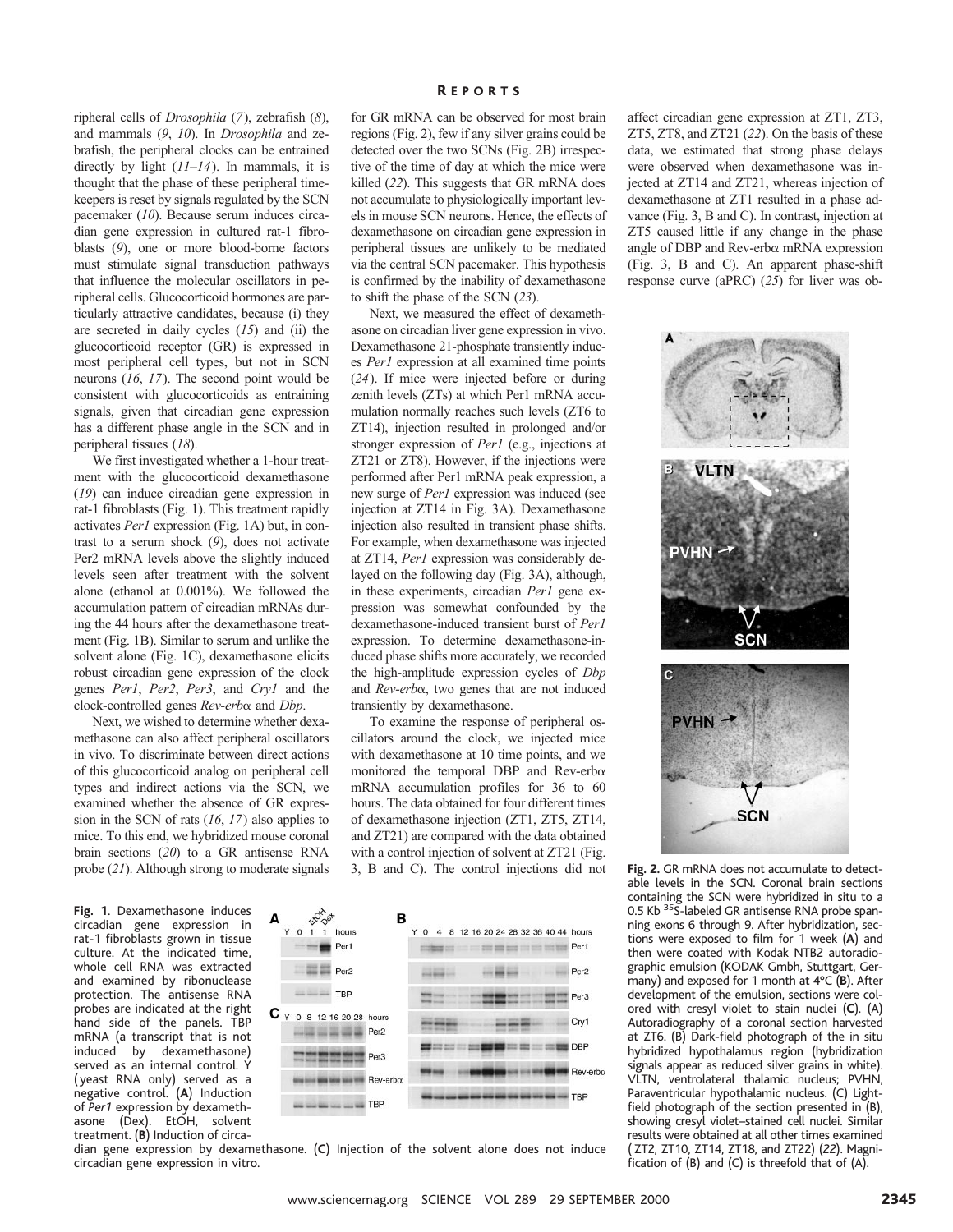ripheral cells of *Drosophila* (7), zebrafish (8), and mammals (9, 10). In *Drosophila* and zebrafish, the peripheral clocks can be entrained directly by light (11–14). In mammals, it is thought that the phase of these peripheral timekeepers is reset by signals regulated by the SCN pacemaker (10). Because serum induces circadian gene expression in cultured rat-1 fibroblasts (9), one or more blood-borne factors must stimulate signal transduction pathways that influence the molecular oscillators in peripheral cells. Glucocorticoid hormones are particularly attractive candidates, because (i) they are secreted in daily cycles (15) and (ii) the glucocorticoid receptor (GR) is expressed in most peripheral cell types, but not in SCN neurons (16, 17). The second point would be consistent with glucocorticoids as entraining signals, given that circadian gene expression has a different phase angle in the SCN and in peripheral tissues (18).

We first investigated whether a 1-hour treatment with the glucocorticoid dexamethasone (19) can induce circadian gene expression in rat-1 fibroblasts (Fig. 1). This treatment rapidly activates *Per1* expression (Fig. 1A) but, in contrast to a serum shock (9), does not activate Per2 mRNA levels above the slightly induced levels seen after treatment with the solvent alone (ethanol at 0.001%). We followed the accumulation pattern of circadian mRNAs during the 44 hours after the dexamethasone treatment (Fig. 1B). Similar to serum and unlike the solvent alone (Fig. 1C), dexamethasone elicits robust circadian gene expression of the clock genes *Per1*, *Per2*, *Per3*, and *Cry1* and the clock-controlled genes *Rev-erbα* and *Dbp*.

Next, we wished to determine whether dexamethasone can also affect peripheral oscillators in vivo. To discriminate between direct actions of this glucocorticoid analog on peripheral cell types and indirect actions via the SCN, we examined whether the absence of GR expression in the SCN of rats (16, 17) also applies to mice. To this end, we hybridized mouse coronal brain sections (20) to a GR antisense RNA probe (21). Although strong to moderate signals for GR mRNA can be observed for most brain regions (Fig. 2), few if any silver grains could be detected over the two SCNs (Fig. 2B) irrespective of the time of day at which the mice were killed (22). This suggests that GR mRNA does not accumulate to physiologically important levels in mouse SCN neurons. Hence, the effects of dexamethasone on circadian gene expression in peripheral tissues are unlikely to be mediated via the central SCN pacemaker. This hypothesis is confirmed by the inability of dexamethasone to shift the phase of the SCN (23).

Next, we measured the effect of dexamethasone on circadian liver gene expression in vivo. Dexamethasone 21-phosphate transiently induces *Per1* expression at all examined time points (24). If mice were injected before or during zenith levels (ZTs) at which Per1 mRNA accumulation normally reaches such levels (ZT6 to ZT14), injection resulted in prolonged and/or stronger expression of *Per1* (e.g., injections at ZT21 or ZT8). However, if the injections were performed after Per1 mRNA peak expression, a new surge of *Per1* expression was induced (see injection at ZT14 in Fig. 3A). Dexamethasone injection also resulted in transient phase shifts. For example, when dexamethasone was injected at ZT14, *Per1* expression was considerably delayed on the following day (Fig. 3A), although, in these experiments, circadian *Per1* gene expression was somewhat confounded by the dexamethasone-induced transient burst of *Per1* expression. To determine dexamethasone-induced phase shifts more accurately, we recorded the high-amplitude expression cycles of *Dbp* and *Rev-erbα*, two genes that are not induced transiently by dexamethasone.

To examine the response of peripheral oscillators around the clock, we injected mice with dexamethasone at 10 time points, and we monitored the temporal DBP and Rev-erbα mRNA accumulation profiles for 36 to 60 hours. The data obtained for four different times of dexamethasone injection (ZT1, ZT5, ZT14, and ZT21) are compared with the data obtained with a control injection of solvent at ZT21 (Fig. 3, B and C). The control injections did not affect circadian gene expression at ZT1, ZT3, ZT5, ZT8, and ZT21 (22). On the basis of these data, we estimated that strong phase delays were observed when dexamethasone was injected at ZT14 and ZT21, whereas injection of dexamethasone at ZT1 resulted in a phase advance (Fig. 3, B and C). In contrast, injection at ZT5 caused little if any change in the phase angle of DBP and Rev-erbα mRNA expression (Fig. 3, B and C). An apparent phase-shift response curve (aPRC) (25) for liver was ob-

**Fig. 1.** Dexamethasone induces circadian gene expression in rat-1 fibroblasts grown in tissue culture. At the indicated time, whole cell RNA was extracted and examined by ribonuclease protection. The antisense RNA probes are indicated at the right hand side of the panels. TBP mRNA (a transcript that is not induced by dexamethasone) served as an internal control. Y (yeast RNA only) served as a negative control. (**A**) Induction of *Per1* expression by dexamethasone (Dex). EtOH, solvent treatment. (**B**) Induction of circadian gene expression by dexamethasone. (**C**) Injection of the solvent alone does not induce circadian gene expression in vitro.

**Fig. 2.** GR mRNA does not accumulate to detectable levels in the SCN. Coronal brain sections containing the SCN were hybridized in situ to a 0.5 Kb $^{35}$S-labeled GR antisense RNA probe spanning exons 6 through 9. After hybridization, sections were exposed to film for 1 week (**A**) and then were coated with Kodak NTB2 autoradiographic emulsion (KODAK Gmbh, Stuttgart, Germany) and exposed for 1 month at 4°C (**B**). After development of the emulsion, sections were colored with cresyl violet to stain nuclei (**C**). (A) Autoradiography of a coronal section harvested at ZT6. (B) Dark-field photograph of the in situ hybridized hypothalamus region (hybridization signals appear as reduced silver grains in white). VLTN, ventrolateral thalamic nucleus; PVHN, Paraventricular hypothalamic nucleus. (C) Light-field photograph of the section presented in (B), showing cresyl violet–stained cell nuclei. Similar results were obtained at all other times examined (ZT2, ZT10, ZT14, ZT18, and ZT22) (22). Magnification of (B) and (C) is threefold that of (A).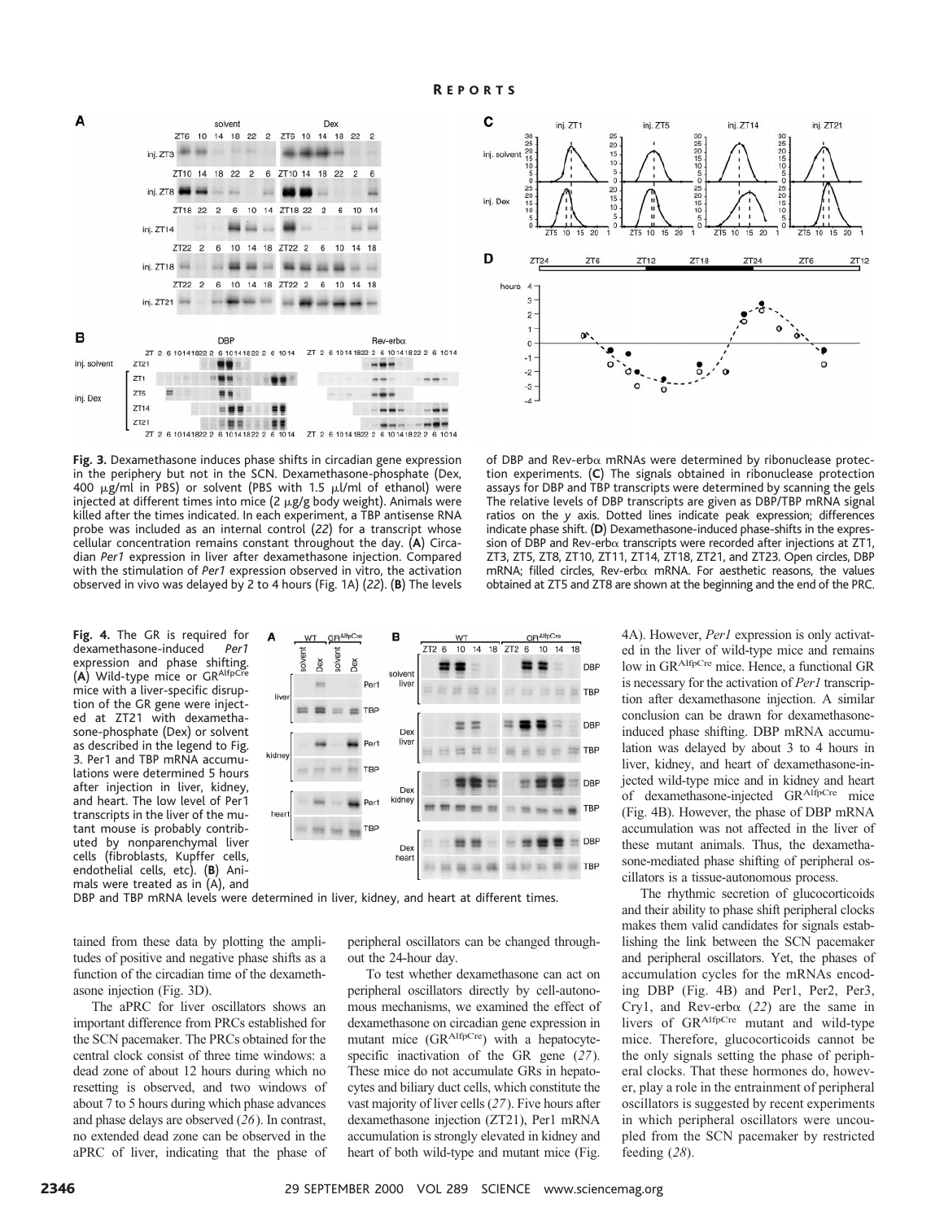**Fig. 3.** Dexamethasone induces phase shifts in circadian gene expression in the periphery but not in the SCN. Dexamethasone-phosphate (Dex, 400 μg/ml in PBS) or solvent (PBS with 1.5 μl/ml of ethanol) were injected at different times into mice (2 μg/g body weight). Animals were killed after the times indicated. In each experiment, a TBP antisense RNA probe was included as an internal control (*22*) for a transcript whose cellular concentration remains constant throughout the day. (**A**) Circadian *Per1* expression in liver after dexamethasone injection. Compared with the stimulation of *Per1* expression observed in vitro, the activation observed in vivo was delayed by 2 to 4 hours (Fig. 1A) (*22*). (**B**) The levels of DBP and Rev-erbα mRNAs were determined by ribonuclease protection experiments. (**C**) The signals obtained in ribonuclease protection assays for DBP and TBP transcripts were determined by scanning the gels The relative levels of DBP transcripts are given as DBP/TBP mRNA signal ratios on the *y* axis. Dotted lines indicate peak expression; differences indicate phase shift. (**D**) Dexamethasone-induced phase-shifts in the expression of DBP and Rev-erbα transcripts were recorded after injections at ZT1, ZT3, ZT5, ZT8, ZT10, ZT11, ZT14, ZT18, ZT21, and ZT23. Open circles, DBP mRNA; filled circles, Rev-erbα mRNA. For aesthetic reasons, the values obtained at ZT5 and ZT8 are shown at the beginning and the end of the PRC.

**Fig. 4.** The GR is required for dexamethasone-induced *Per1* expression and phase shifting. (**A**) Wild-type mice or $GR^{AlfpCre}$ mice with a liver-specific disruption of the GR gene were injected at ZT21 with dexamethasone-phosphate (Dex) or solvent as described in the legend to Fig. 3. Per1 and TBP mRNA accumulations were determined 5 hours after injection in liver, kidney, and heart. The low level of Per1 transcripts in the liver of the mutant mouse is probably contributed by nonparenchymal liver cells (fibroblasts, Kupffer cells, endothelial cells, etc). (**B**) Animals were treated as in (A), and DBP and TBP mRNA levels were determined in liver, kidney, and heart at different times.

tained from these data by plotting the amplitudes of positive and negative phase shifts as a function of the circadian time of the dexamethasone injection (Fig. 3D).

The aPRC for liver oscillators shows an important difference from PRCs established for the SCN pacemaker. The PRCs obtained for the central clock consist of three time windows: a dead zone of about 12 hours during which no resetting is observed, and two windows of about 7 to 5 hours during which phase advances and phase delays are observed (*26*). In contrast, no extended dead zone can be observed in the aPRC of liver, indicating that the phase of peripheral oscillators can be changed throughout the 24-hour day.

To test whether dexamethasone can act on peripheral oscillators directly by cell-autonomous mechanisms, we examined the effect of dexamethasone on circadian gene expression in mutant mice ($GR^{AlfpCre}$) with a hepatocyte-specific inactivation of the GR gene (*27*). These mice do not accumulate GRs in hepatocytes and biliary duct cells, which constitute the vast majority of liver cells (*27*). Five hours after dexamethasone injection (ZT21), Per1 mRNA accumulation is strongly elevated in kidney and heart of both wild-type and mutant mice (Fig. 4A). However, *Per1* expression is only activated in the liver of wild-type mice and remains low in $GR^{AlfpCre}$ mice. Hence, a functional GR is necessary for the activation of *Per1* transcription after dexamethasone injection. A similar conclusion can be drawn for dexamethasone-induced phase shifting. DBP mRNA accumulation was delayed by about 3 to 4 hours in liver, kidney, and heart of dexamethasone-injected wild-type mice and in kidney and heart of dexamethasone-injected $GR^{AlfpCre}$ mice (Fig. 4B). However, the phase of DBP mRNA accumulation was not affected in the liver of these mutant animals. Thus, the dexamethasone-mediated phase shifting of peripheral oscillators is a tissue-autonomous process.

The rhythmic secretion of glucocorticoids and their ability to phase shift peripheral clocks makes them valid candidates for signals establishing the link between the SCN pacemaker and peripheral oscillators. Yet, the phases of accumulation cycles for the mRNAs encoding DBP (Fig. 4B) and Per1, Per2, Per3, Cry1, and Rev-erbα (*22*) are the same in livers of $GR^{AlfpCre}$ mutant and wild-type mice. Therefore, glucocorticoids cannot be the only signals setting the phase of peripheral clocks. That these hormones do, however, play a role in the entrainment of peripheral oscillators is suggested by recent experiments in which peripheral oscillators were uncoupled from the SCN pacemaker by restricted feeding (*28*).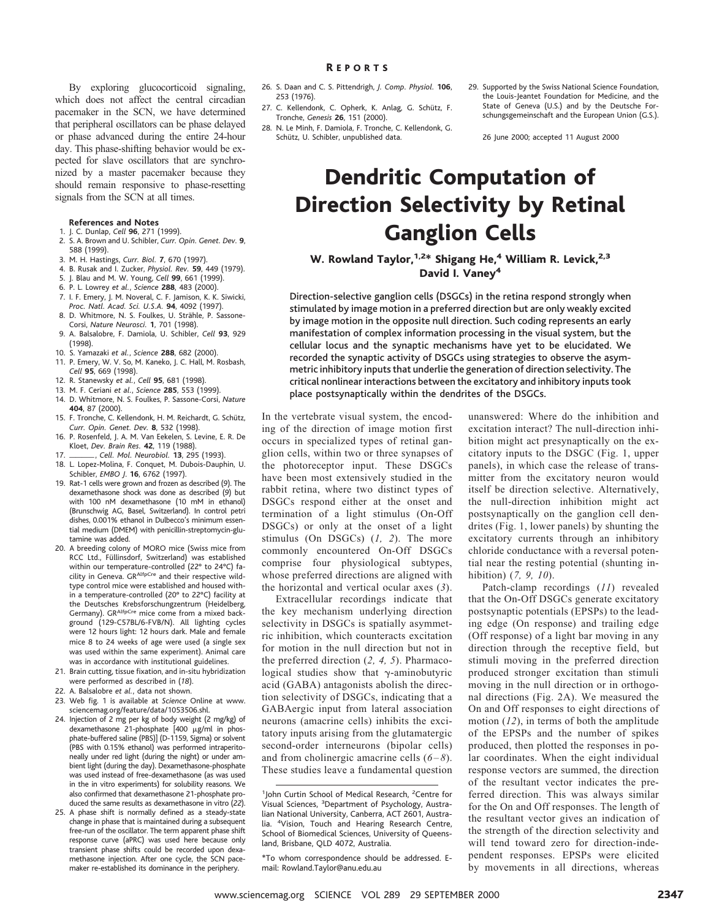By exploring glucocorticoid signaling, which does not affect the central circadian pacemaker in the SCN, we have determined that peripheral oscillators can be phase delayed or phase advanced during the entire 24-hour day. This phase-shifting behavior would be expected for slave oscillators that are synchronized by a master pacemaker because they should remain responsive to phase-resetting signals from the SCN at all times.

**References and Notes**

1. J. C. Dunlap, *Cell* **96**, 271 (1999).
2. S. A. Brown and U. Schibler, *Curr. Opin. Genet. Dev.* **9**, 588 (1999).
3. M. H. Hastings, *Curr. Biol.* **7**, 670 (1997).
4. B. Rusak and I. Zucker, *Physiol. Rev.* **59**, 449 (1979).
5. J. Blau and M. W. Young, *Cell* **99**, 661 (1999).
6. P. L. Lowrey *et al.*, *Science* **288**, 483 (2000).
7. I. F. Emery, J. M. Noveral, C. F. Jamison, K. K. Siwicki, *Proc. Natl. Acad. Sci. U.S.A.* **94**, 4092 (1997).
8. D. Whitmore, N. S. Foulkes, U. Strähle, P. Sassone-Corsi, *Nature Neurosci.* **1**, 701 (1998).
9. A. Balsalobre, F. Damiola, U. Schibler, *Cell* **93**, 929 (1998).
10. S. Yamazaki *et al.*, *Science* **288**, 682 (2000).
11. P. Emery, W. V. So, M. Kaneko, J. C. Hall, M. Rosbash, *Cell* **95**, 669 (1998).
12. R. Stanewsky *et al.*, *Cell* **95**, 681 (1998).
13. M. F. Ceriani *et al.*, *Science* **285**, 553 (1999).
14. D. Whitmore, N. S. Foulkes, P. Sassone-Corsi, *Nature* **404**, 87 (2000).
15. F. Tronche, C. Kellendonk, H. M. Reichardt, G. Schütz, *Curr. Opin. Genet. Dev.* **8**, 532 (1998).
16. P. Rosenfeld, J. A. M. Van Eekelen, S. Levine, E. R. De Kloet, *Dev. Brain Res.* **42**, 119 (1988).
17. ———, *Cell. Mol. Neurobiol.* **13**, 295 (1993).
18. L. Lopez-Molina, F. Conquet, M. Dubois-Dauphin, U. Schibler, *EMBO J.* **16**, 6762 (1997).
19. Rat-1 cells were grown and frozen as described (*9*). The dexamethasone shock was done as described (*9*) but with 100 nM dexamethasone (10 mM in ethanol) (Brunschwig AG, Basel, Switzerland). In control petri dishes, 0.001% ethanol in Dulbecco's minimum essential medium (DMEM) with penicillin-streptomycin-glutamine was added.
20. A breeding colony of MORO mice (Swiss mice from RCC Ltd., Füllinsdorf, Switzerland) was established within our temperature-controlled (22° to 24°C) facility in Geneva. GR[AlfpCre] and their respective wild-type control mice were established and housed within a temperature-controlled (20° to 22°C) facility at the Deutsches Krebsforschungzentrum (Heidelberg, Germany). GR[AlfpCre] mice come from a mixed background (129-C57BL/6-FVB/N). All lighting cycles were 12 hours light: 12 hours dark. Male and female mice 8 to 24 weeks of age were used (a single sex was used within the same experiment). Animal care was in accordance with institutional guidelines.
21. Brain cutting, tissue fixation, and in-situ hybridization were performed as described in (*18*).
22. A. Balsalobre *et al.*, data not shown.
23. Web fig. 1 is available at *Science* Online at www.sciencemag.org/feature/data/1053506.shl.
24. Injection of 2 mg per kg of body weight (2 mg/kg) of dexamethasone 21-phosphate [400 μg/ml in phosphate-buffered saline (PBS)] (D-1159, Sigma) or solvent (PBS with 0.15% ethanol) was performed intraperitoneally under red light (during the night) or under ambient light (during the day). Dexamethasone-phosphate was used instead of free-dexamethasone (as was used in the in vitro experiments) for solubility reasons. We also confirmed that dexamethasone 21-phosphate produced the same results as dexamethasone in vitro (*22*).
25. A phase shift is normally defined as a steady-state change in phase that is maintained during a subsequent free-run of the oscillator. The term apparent phase shift response curve (aPRC) was used here because only transient phase shifts could be recorded upon dexamethasone injection. After one cycle, the SCN pacemaker re-established its dominance in the periphery.
26. S. Daan and C. S. Pittendrigh, *J. Comp. Physiol.* **106**, 253 (1976).
27. C. Kellendonk, C. Opherk, K. Anlag, G. Schütz, F. Tronche, *Genesis* **26**, 151 (2000).
28. N. Le Minh, F. Damiola, F. Tronche, C. Kellendonk, G. Schütz, U. Schibler, unpublished data.
29. Supported by the Swiss National Science Foundation, the Louis-Jeantet Foundation for Medicine, and the State of Geneva (U.S.) and by the Deutsche Forschungsgemeinschaft and the European Union (G.S.).

26 June 2000; accepted 11 August 2000

# Dendritic Computation of Direction Selectivity by Retinal Ganglion Cells

**W. Rowland Taylor,[1,2]* Shigang He,[4] William R. Levick,[2,3] David I. Vaney[4]**

**Direction-selective ganglion cells (DSGCs) in the retina respond strongly when stimulated by image motion in a preferred direction but are only weakly excited by image motion in the opposite null direction. Such coding represents an early manifestation of complex information processing in the visual system, but the cellular locus and the synaptic mechanisms have yet to be elucidated. We recorded the synaptic activity of DSGCs using strategies to observe the asymmetric inhibitory inputs that underlie the generation of direction selectivity. The critical nonlinear interactions between the excitatory and inhibitory inputs took place postsynaptically within the dendrites of the DSGCs.**

In the vertebrate visual system, the encoding of the direction of image motion first occurs in specialized types of retinal ganglion cells, within two or three synapses of the photoreceptor input. These DSGCs have been most extensively studied in the rabbit retina, where two distinct types of DSGCs respond either at the onset and termination of a light stimulus (On-Off DSGCs) or only at the onset of a light stimulus (On DSGCs) (*1, 2*). The more commonly encountered On-Off DSGCs comprise four physiological subtypes, whose preferred directions are aligned with the horizontal and vertical ocular axes (*3*).

Extracellular recordings indicate that the key mechanism underlying direction selectivity in DSGCs is spatially asymmetric inhibition, which counteracts excitation for motion in the null direction but not in the preferred direction (*2, 4, 5*). Pharmacological studies show that γ-aminobutyric acid (GABA) antagonists abolish the direction selectivity of DSGCs, indicating that a GABAergic input from lateral association neurons (amacrine cells) inhibits the excitatory inputs arising from the glutamatergic second-order interneurons (bipolar cells) and from cholinergic amacrine cells (*6–8*). These studies leave a fundamental question unanswered: Where do the inhibition and excitation interact? The null-direction inhibition might act presynaptically on the excitatory inputs to the DSGC (Fig. 1, upper panels), in which case the release of transmitter from the excitatory neuron would itself be direction selective. Alternatively, the null-direction inhibition might act postsynaptically on the ganglion cell dendrites (Fig. 1, lower panels) by shunting the excitatory currents through an inhibitory chloride conductance with a reversal potential near the resting potential (shunting inhibition) (*7, 9, 10*).

Patch-clamp recordings (*11*) revealed that the On-Off DSGCs generate excitatory postsynaptic potentials (EPSPs) to the leading edge (On response) and trailing edge (Off response) of a light bar moving in any direction through the receptive field, but stimuli moving in the preferred direction produced stronger excitation than stimuli moving in the null direction or in orthogonal directions (Fig. 2A). We measured the On and Off responses to eight directions of motion (*12*), in terms of both the amplitude of the EPSPs and the number of spikes produced, then plotted the responses in polar coordinates. When the eight individual response vectors are summed, the direction of the resultant vector indicates the preferred direction. This was always similar for the On and Off responses. The length of the resultant vector gives an indication of the strength of the direction selectivity and will tend toward zero for direction-independent responses. EPSPs were elicited by movements in all directions, whereas

[1]John Curtin School of Medical Research, [2]Centre for Visual Sciences, [3]Department of Psychology, Australian National University, Canberra, ACT 2601, Australia. [4]Vision, Touch and Hearing Research Centre, School of Biomedical Sciences, University of Queensland, Brisbane, QLD 4072, Australia.

*To whom correspondence should be addressed. E-mail: Rowland.Taylor@anu.edu.au